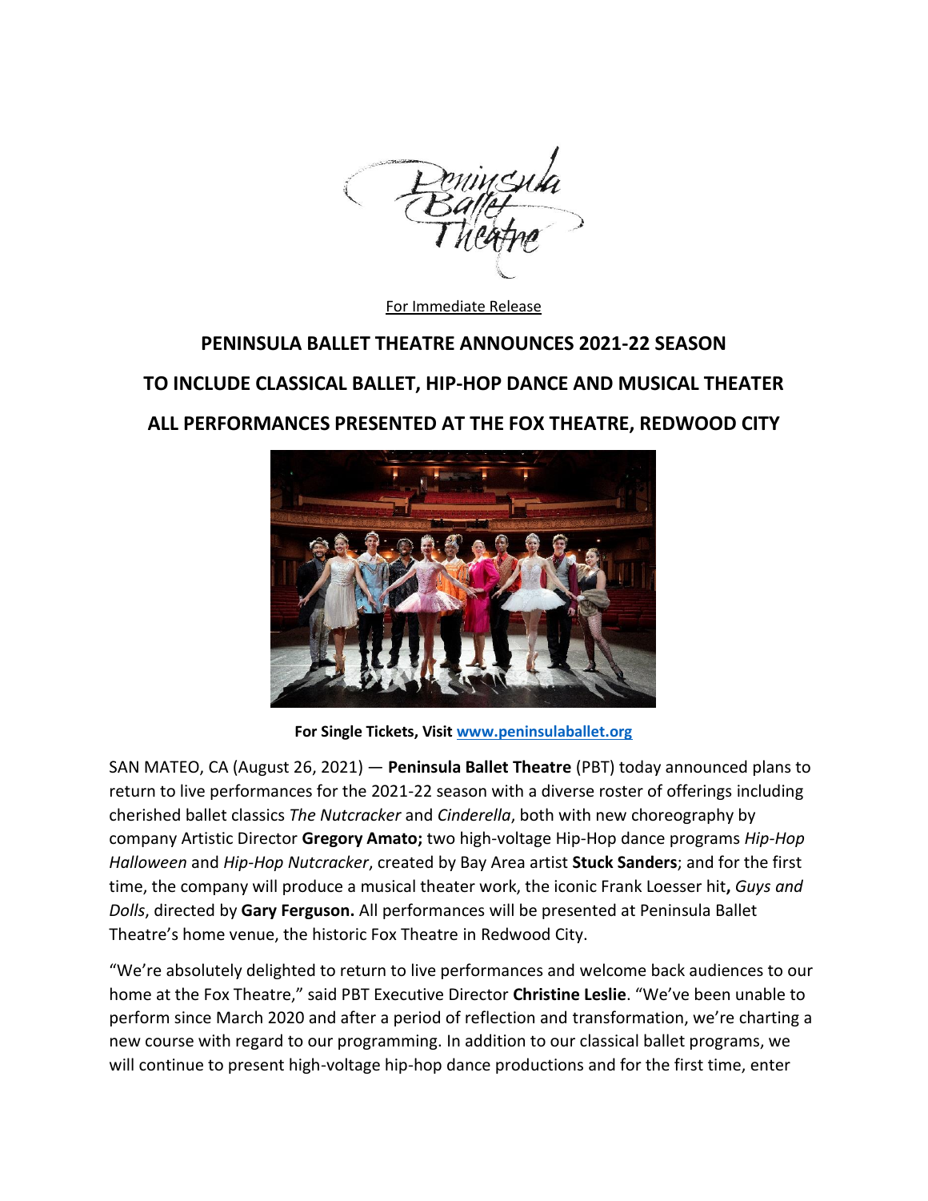For Immediate Release

# PENINSULA BALLET THEATRE ANNOUNCES 2021-22 SEASON

# TO INCLUDE CLASSICAL BALLET, HIP-HOP DANCE AND MUSICAL THEATER

# ALL PERFORMANCES PRESENTED AT THE FOX THEATRE, REDWOOD CITY

**For Single Tickets, Visit [www.peninsulaballet.org](http://www.peninsulaballet.org)**

SAN MATEO, CA (August 26, 2021) — **Peninsula Ballet Theatre** (PBT) today announced plans to return to live performances for the 2021-22 season with a diverse roster of offerings including cherished ballet classics *The Nutcracker* and *Cinderella*, both with new choreography by company Artistic Director **Gregory Amato;** two high-voltage Hip-Hop dance programs *Hip-Hop Halloween* and *Hip-Hop Nutcracker*, created by Bay Area artist **Stuck Sanders**; and for the first time, the company will produce a musical theater work, the iconic Frank Loesser hit**,** *Guys and Dolls*, directed by **Gary Ferguson.** All performances will be presented at Peninsula Ballet Theatre's home venue, the historic Fox Theatre in Redwood City.

"We're absolutely delighted to return to live performances and welcome back audiences to our home at the Fox Theatre," said PBT Executive Director **Christine Leslie**. "We've been unable to perform since March 2020 and after a period of reflection and transformation, we're charting a new course with regard to our programming. In addition to our classical ballet programs, we will continue to present high-voltage hip-hop dance productions and for the first time, enter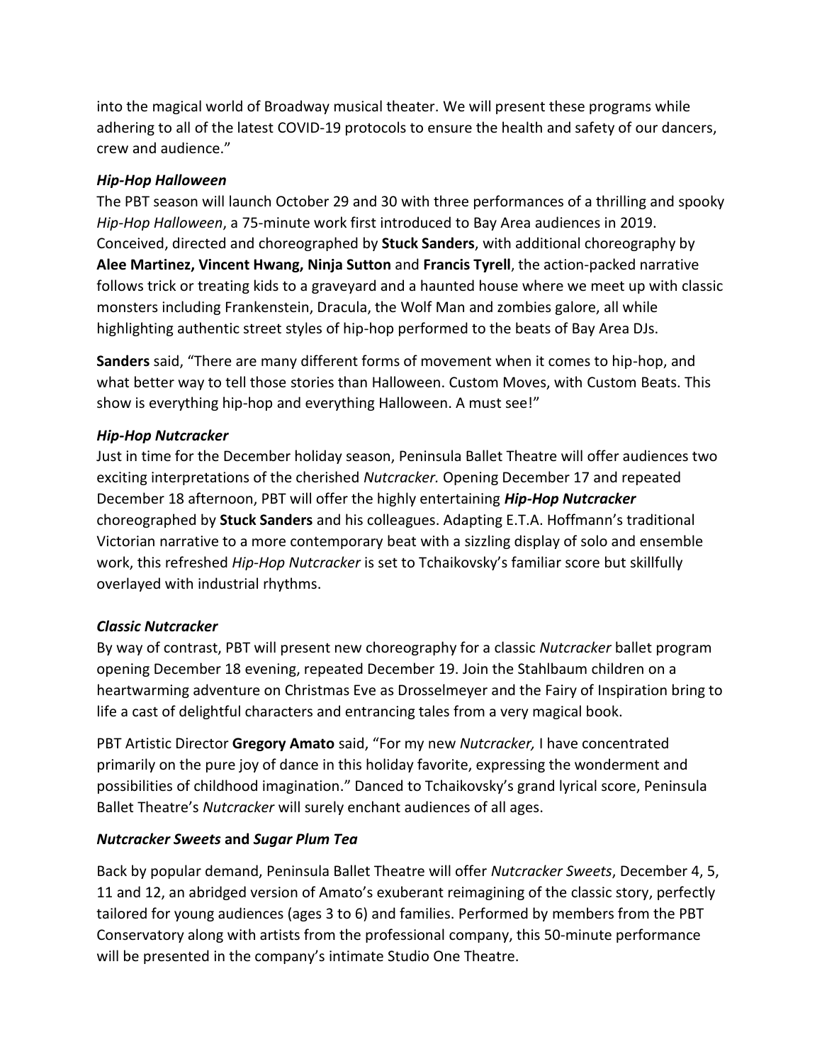into the magical world of Broadway musical theater. We will present these programs while adhering to all of the latest COVID-19 protocols to ensure the health and safety of our dancers, crew and audience."

***Hip-Hop Halloween***

The PBT season will launch October 29 and 30 with three performances of a thrilling and spooky *Hip-Hop Halloween*, a 75-minute work first introduced to Bay Area audiences in 2019. Conceived, directed and choreographed by **Stuck Sanders**, with additional choreography by **Alee Martinez, Vincent Hwang, Ninja Sutton** and **Francis Tyrell**, the action-packed narrative follows trick or treating kids to a graveyard and a haunted house where we meet up with classic monsters including Frankenstein, Dracula, the Wolf Man and zombies galore, all while highlighting authentic street styles of hip-hop performed to the beats of Bay Area DJs.

**Sanders** said, "There are many different forms of movement when it comes to hip-hop, and what better way to tell those stories than Halloween. Custom Moves, with Custom Beats. This show is everything hip-hop and everything Halloween. A must see!"

***Hip-Hop Nutcracker***

Just in time for the December holiday season, Peninsula Ballet Theatre will offer audiences two exciting interpretations of the cherished *Nutcracker.* Opening December 17 and repeated December 18 afternoon, PBT will offer the highly entertaining ***Hip-Hop Nutcracker*** choreographed by **Stuck Sanders** and his colleagues. Adapting E.T.A. Hoffmann's traditional Victorian narrative to a more contemporary beat with a sizzling display of solo and ensemble work, this refreshed *Hip-Hop Nutcracker* is set to Tchaikovsky's familiar score but skillfully overlayed with industrial rhythms.

***Classic Nutcracker***

By way of contrast, PBT will present new choreography for a classic *Nutcracker* ballet program opening December 18 evening, repeated December 19. Join the Stahlbaum children on a heartwarming adventure on Christmas Eve as Drosselmeyer and the Fairy of Inspiration bring to life a cast of delightful characters and entrancing tales from a very magical book.

PBT Artistic Director **Gregory Amato** said, "For my new *Nutcracker,* I have concentrated primarily on the pure joy of dance in this holiday favorite, expressing the wonderment and possibilities of childhood imagination." Danced to Tchaikovsky's grand lyrical score, Peninsula Ballet Theatre's *Nutcracker* will surely enchant audiences of all ages.

***Nutcracker Sweets* and *Sugar Plum Tea***

Back by popular demand, Peninsula Ballet Theatre will offer *Nutcracker Sweets*, December 4, 5, 11 and 12, an abridged version of Amato's exuberant reimagining of the classic story, perfectly tailored for young audiences (ages 3 to 6) and families. Performed by members from the PBT Conservatory along with artists from the professional company, this 50-minute performance will be presented in the company's intimate Studio One Theatre.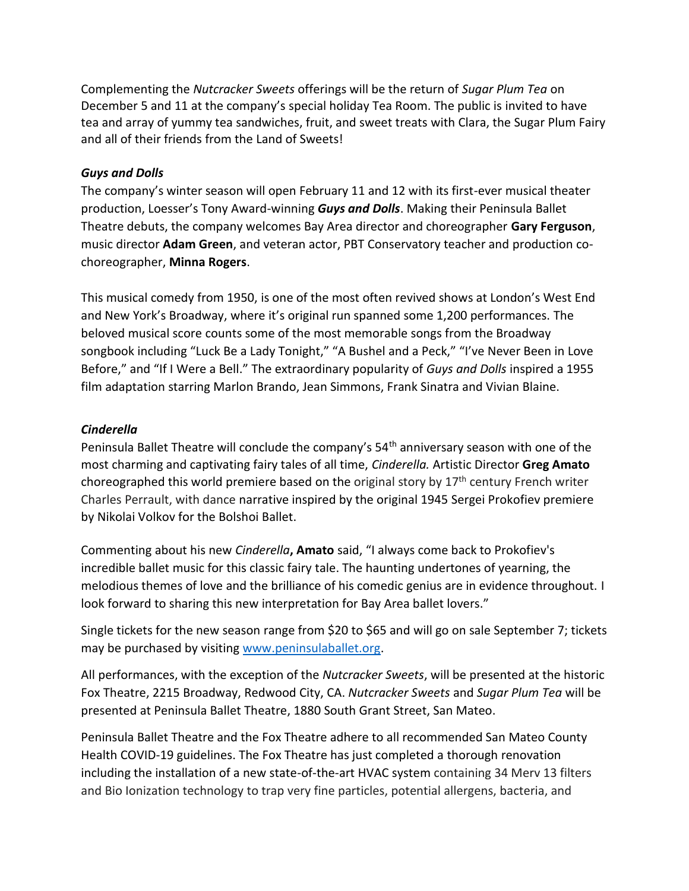Complementing the *Nutcracker Sweets* offerings will be the return of *Sugar Plum Tea* on December 5 and 11 at the company's special holiday Tea Room. The public is invited to have tea and array of yummy tea sandwiches, fruit, and sweet treats with Clara, the Sugar Plum Fairy and all of their friends from the Land of Sweets!

***Guys and Dolls***

The company's winter season will open February 11 and 12 with its first-ever musical theater production, Loesser's Tony Award-winning ***Guys and Dolls***. Making their Peninsula Ballet Theatre debuts, the company welcomes Bay Area director and choreographer **Gary Ferguson**, music director **Adam Green**, and veteran actor, PBT Conservatory teacher and production co-choreographer, **Minna Rogers**.

This musical comedy from 1950, is one of the most often revived shows at London's West End and New York's Broadway, where it's original run spanned some 1,200 performances. The beloved musical score counts some of the most memorable songs from the Broadway songbook including "Luck Be a Lady Tonight," "A Bushel and a Peck," "I've Never Been in Love Before," and "If I Were a Bell." The extraordinary popularity of *Guys and Dolls* inspired a 1955 film adaptation starring Marlon Brando, Jean Simmons, Frank Sinatra and Vivian Blaine.

***Cinderella***

Peninsula Ballet Theatre will conclude the company's 54th anniversary season with one of the most charming and captivating fairy tales of all time, *Cinderella.* Artistic Director **Greg Amato** choreographed this world premiere based on the original story by 17th century French writer Charles Perrault, with dance narrative inspired by the original 1945 Sergei Prokofiev premiere by Nikolai Volkov for the Bolshoi Ballet.

Commenting about his new *Cinderella***, Amato** said, "I always come back to Prokofiev's incredible ballet music for this classic fairy tale. The haunting undertones of yearning, the melodious themes of love and the brilliance of his comedic genius are in evidence throughout. I look forward to sharing this new interpretation for Bay Area ballet lovers."

Single tickets for the new season range from $20 to $65 and will go on sale September 7; tickets may be purchased by visiting [www.peninsulaballet.org](http://www.peninsulaballet.org).

All performances, with the exception of the *Nutcracker Sweets*, will be presented at the historic Fox Theatre, 2215 Broadway, Redwood City, CA. *Nutcracker Sweets* and *Sugar Plum Tea* will be presented at Peninsula Ballet Theatre, 1880 South Grant Street, San Mateo.

Peninsula Ballet Theatre and the Fox Theatre adhere to all recommended San Mateo County Health COVID-19 guidelines. The Fox Theatre has just completed a thorough renovation including the installation of a new state-of-the-art HVAC system containing 34 Merv 13 filters and Bio Ionization technology to trap very fine particles, potential allergens, bacteria, and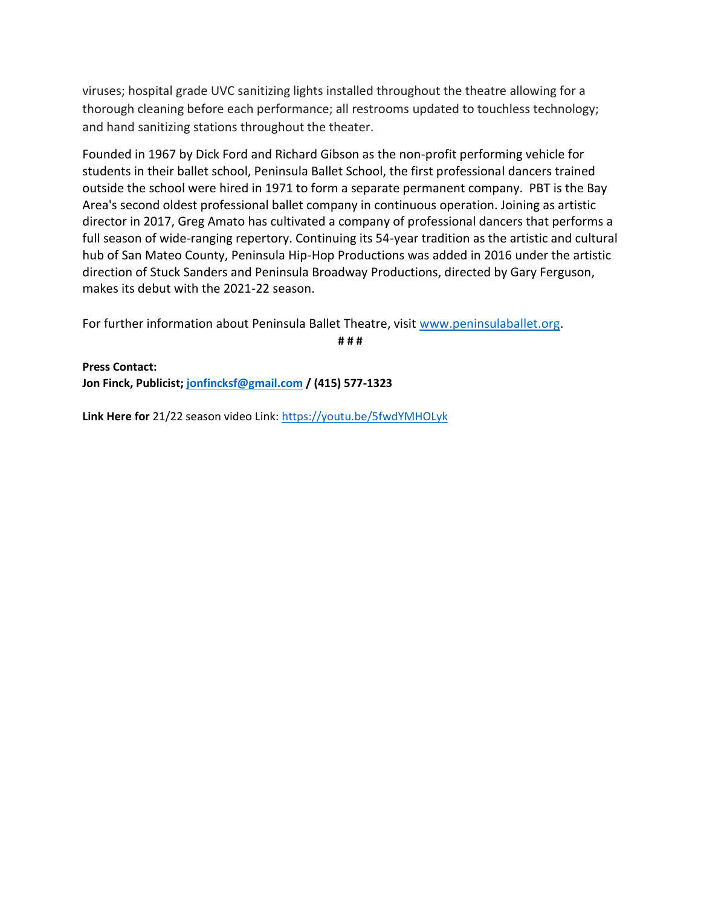viruses; hospital grade UVC sanitizing lights installed throughout the theatre allowing for a thorough cleaning before each performance; all restrooms updated to touchless technology; and hand sanitizing stations throughout the theater.

Founded in 1967 by Dick Ford and Richard Gibson as the non-profit performing vehicle for students in their ballet school, Peninsula Ballet School, the first professional dancers trained outside the school were hired in 1971 to form a separate permanent company. PBT is the Bay Area's second oldest professional ballet company in continuous operation. Joining as artistic director in 2017, Greg Amato has cultivated a company of professional dancers that performs a full season of wide-ranging repertory. Continuing its 54-year tradition as the artistic and cultural hub of San Mateo County, Peninsula Hip-Hop Productions was added in 2016 under the artistic direction of Stuck Sanders and Peninsula Broadway Productions, directed by Gary Ferguson, makes its debut with the 2021-22 season.

For further information about Peninsula Ballet Theatre, visit www.peninsulaballet.org.

**# # #**

**Press Contact:**
**Jon Finck, Publicist; jonfincksf@gmail.com / (415) 577-1323**

**Link Here for** 21/22 season video Link: https://youtu.be/5fwdYMHOLyk